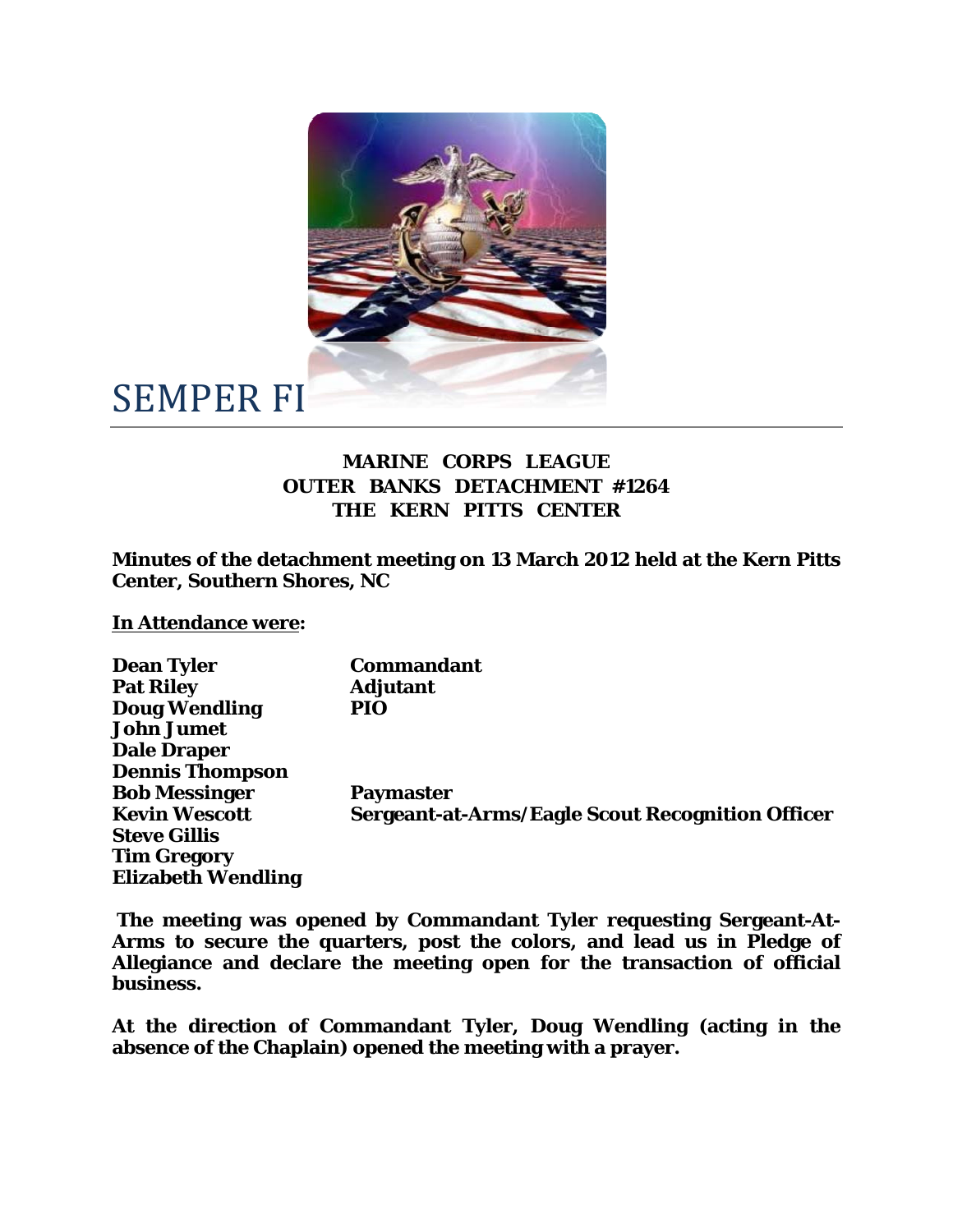# SEMPER FI

**MARINE CORPS LEAGUE**
**OUTER BANKS DETACHMENT #1264**
**THE KERN PITTS CENTER**

**Minutes of the detachment meeting on 13 March 2012 held at the Kern Pitts Center, Southern Shores, NC**

**<u>In Attendance were</u>:**

| | |
|---|---|
| **Dean Tyler** | **Commandant** |
| **Pat Riley** | **Adjutant** |
| **Doug Wendling** | **PIO** |
| **John Jumet** | |
| **Dale Draper** | |
| **Dennis Thompson** | |
| **Bob Messinger** | **Paymaster** |
| **Kevin Wescott** | **Sergeant-at-Arms/Eagle Scout Recognition Officer** |
| **Steve Gillis** | |
| **Tim Gregory** | |
| **Elizabeth Wendling** | |

**The meeting was opened by Commandant Tyler requesting Sergeant-At-Arms to secure the quarters, post the colors, and lead us in Pledge of Allegiance and declare the meeting open for the transaction of official business.**

**At the direction of Commandant Tyler, Doug Wendling (acting in the absence of the Chaplain) opened the meeting with a prayer.**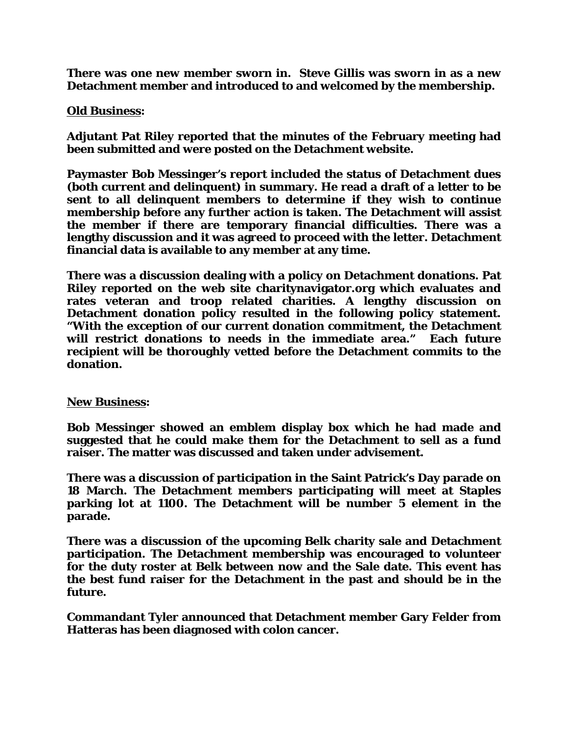**There was one new member sworn in. Steve Gillis was sworn in as a new Detachment member and introduced to and welcomed by the membership.**

**<u>Old Business</u>:**

**Adjutant Pat Riley reported that the minutes of the February meeting had been submitted and were posted on the Detachment website.**

**Paymaster Bob Messinger's report included the status of Detachment dues (both current and delinquent) in summary. He read a draft of a letter to be sent to all delinquent members to determine if they wish to continue membership before any further action is taken. The Detachment will assist the member if there are temporary financial difficulties. There was a lengthy discussion and it was agreed to proceed with the letter. Detachment financial data is available to any member at any time.**

**There was a discussion dealing with a policy on Detachment donations. Pat Riley reported on the web site charitynavigator.org which evaluates and rates veteran and troop related charities. A lengthy discussion on Detachment donation policy resulted in the following policy statement. "With the exception of our current donation commitment, the Detachment will restrict donations to needs in the immediate area." Each future recipient will be thoroughly vetted before the Detachment commits to the donation.**

**<u>New Business</u>:**

**Bob Messinger showed an emblem display box which he had made and suggested that he could make them for the Detachment to sell as a fund raiser. The matter was discussed and taken under advisement.**

**There was a discussion of participation in the Saint Patrick's Day parade on 18 March. The Detachment members participating will meet at Staples parking lot at 1100. The Detachment will be number 5 element in the parade.**

**There was a discussion of the upcoming Belk charity sale and Detachment participation. The Detachment membership was encouraged to volunteer for the duty roster at Belk between now and the Sale date. This event has the best fund raiser for the Detachment in the past and should be in the future.**

**Commandant Tyler announced that Detachment member Gary Felder from Hatteras has been diagnosed with colon cancer.**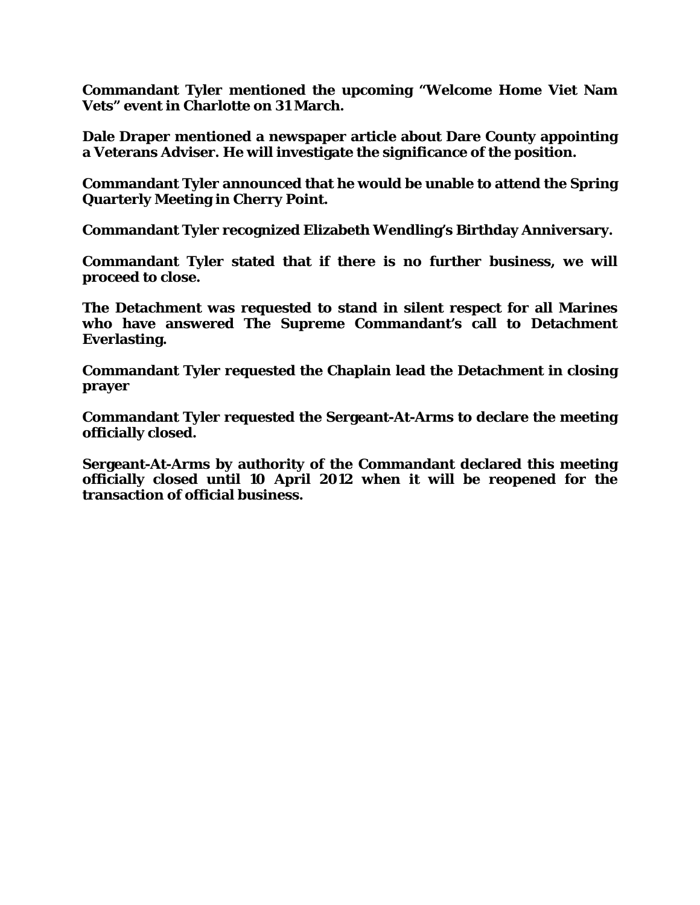**Commandant Tyler mentioned the upcoming "Welcome Home Viet Nam Vets" event in Charlotte on 31 March.**

**Dale Draper mentioned a newspaper article about Dare County appointing a Veterans Adviser. He will investigate the significance of the position.**

**Commandant Tyler announced that he would be unable to attend the Spring Quarterly Meeting in Cherry Point.**

**Commandant Tyler recognized Elizabeth Wendling's Birthday Anniversary.**

**Commandant Tyler stated that if there is no further business, we will proceed to close.**

**The Detachment was requested to stand in silent respect for all Marines who have answered The Supreme Commandant's call to Detachment Everlasting.**

**Commandant Tyler requested the Chaplain lead the Detachment in closing prayer**

**Commandant Tyler requested the Sergeant-At-Arms to declare the meeting officially closed.**

**Sergeant-At-Arms by authority of the Commandant declared this meeting officially closed until 10 April 2012 when it will be reopened for the transaction of official business.**